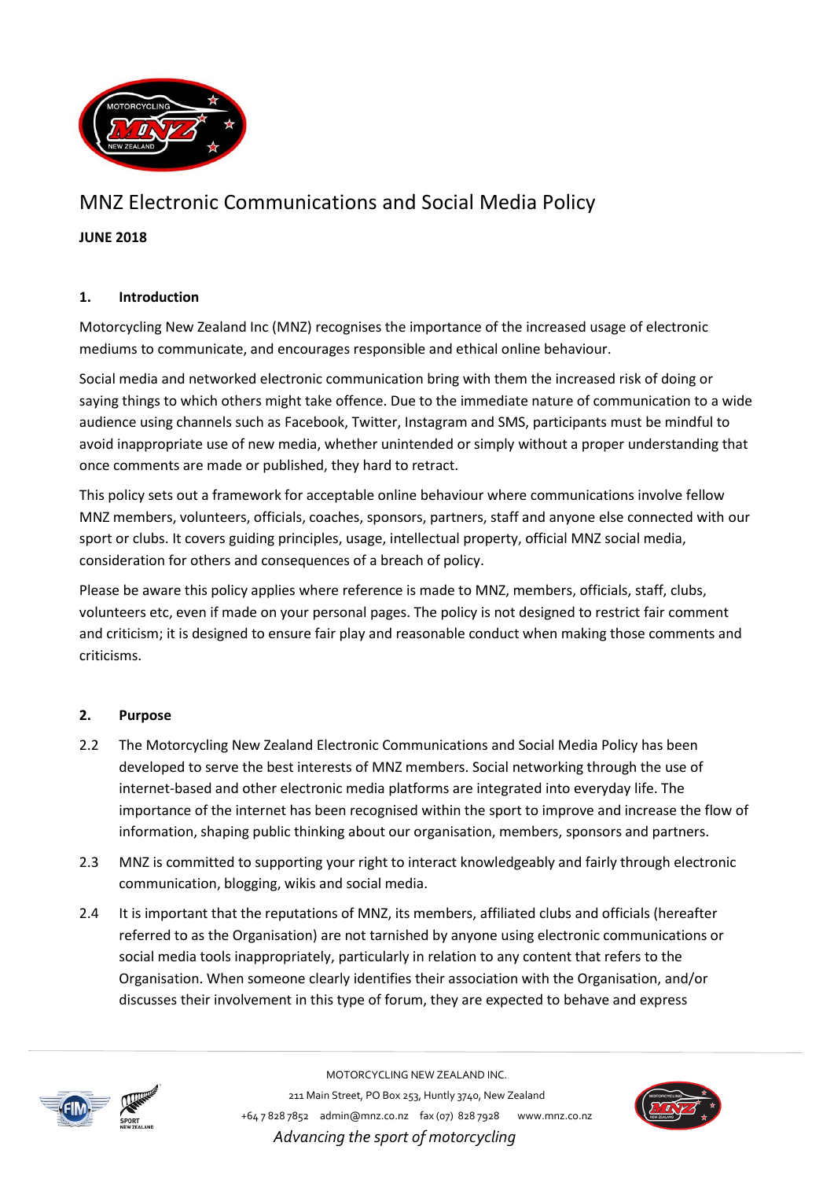# MNZ Electronic Communications and Social Media Policy

**JUNE 2018**

## 1. Introduction

Motorcycling New Zealand Inc (MNZ) recognises the importance of the increased usage of electronic mediums to communicate, and encourages responsible and ethical online behaviour.

Social media and networked electronic communication bring with them the increased risk of doing or saying things to which others might take offence. Due to the immediate nature of communication to a wide audience using channels such as Facebook, Twitter, Instagram and SMS, participants must be mindful to avoid inappropriate use of new media, whether unintended or simply without a proper understanding that once comments are made or published, they hard to retract.

This policy sets out a framework for acceptable online behaviour where communications involve fellow MNZ members, volunteers, officials, coaches, sponsors, partners, staff and anyone else connected with our sport or clubs. It covers guiding principles, usage, intellectual property, official MNZ social media, consideration for others and consequences of a breach of policy.

Please be aware this policy applies where reference is made to MNZ, members, officials, staff, clubs, volunteers etc, even if made on your personal pages. The policy is not designed to restrict fair comment and criticism; it is designed to ensure fair play and reasonable conduct when making those comments and criticisms.

## 2. Purpose

2.2 The Motorcycling New Zealand Electronic Communications and Social Media Policy has been developed to serve the best interests of MNZ members. Social networking through the use of internet-based and other electronic media platforms are integrated into everyday life. The importance of the internet has been recognised within the sport to improve and increase the flow of information, shaping public thinking about our organisation, members, sponsors and partners.

2.3 MNZ is committed to supporting your right to interact knowledgeably and fairly through electronic communication, blogging, wikis and social media.

2.4 It is important that the reputations of MNZ, its members, affiliated clubs and officials (hereafter referred to as the Organisation) are not tarnished by anyone using electronic communications or social media tools inappropriately, particularly in relation to any content that refers to the Organisation. When someone clearly identifies their association with the Organisation, and/or discusses their involvement in this type of forum, they are expected to behave and express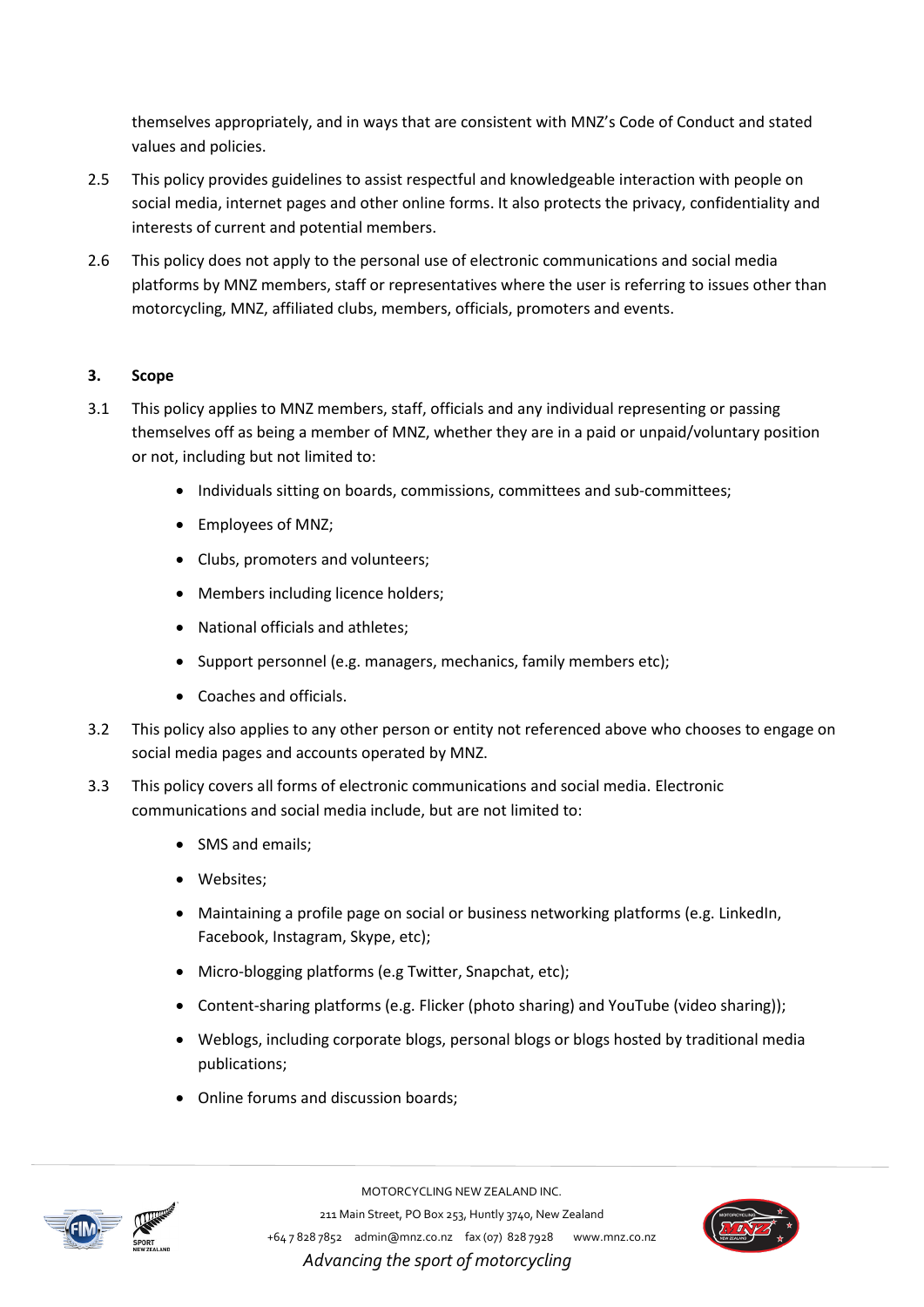themselves appropriately, and in ways that are consistent with MNZ's Code of Conduct and stated values and policies.

2.5 This policy provides guidelines to assist respectful and knowledgeable interaction with people on social media, internet pages and other online forms. It also protects the privacy, confidentiality and interests of current and potential members.

2.6 This policy does not apply to the personal use of electronic communications and social media platforms by MNZ members, staff or representatives where the user is referring to issues other than motorcycling, MNZ, affiliated clubs, members, officials, promoters and events.

## 3. Scope

3.1 This policy applies to MNZ members, staff, officials and any individual representing or passing themselves off as being a member of MNZ, whether they are in a paid or unpaid/voluntary position or not, including but not limited to:

- Individuals sitting on boards, commissions, committees and sub-committees;
- Employees of MNZ;
- Clubs, promoters and volunteers;
- Members including licence holders;
- National officials and athletes;
- Support personnel (e.g. managers, mechanics, family members etc);
- Coaches and officials.

3.2 This policy also applies to any other person or entity not referenced above who chooses to engage on social media pages and accounts operated by MNZ.

3.3 This policy covers all forms of electronic communications and social media. Electronic communications and social media include, but are not limited to:

- SMS and emails;
- Websites;
- Maintaining a profile page on social or business networking platforms (e.g. LinkedIn, Facebook, Instagram, Skype, etc);
- Micro-blogging platforms (e.g Twitter, Snapchat, etc);
- Content-sharing platforms (e.g. Flicker (photo sharing) and YouTube (video sharing));
- Weblogs, including corporate blogs, personal blogs or blogs hosted by traditional media publications;
- Online forums and discussion boards;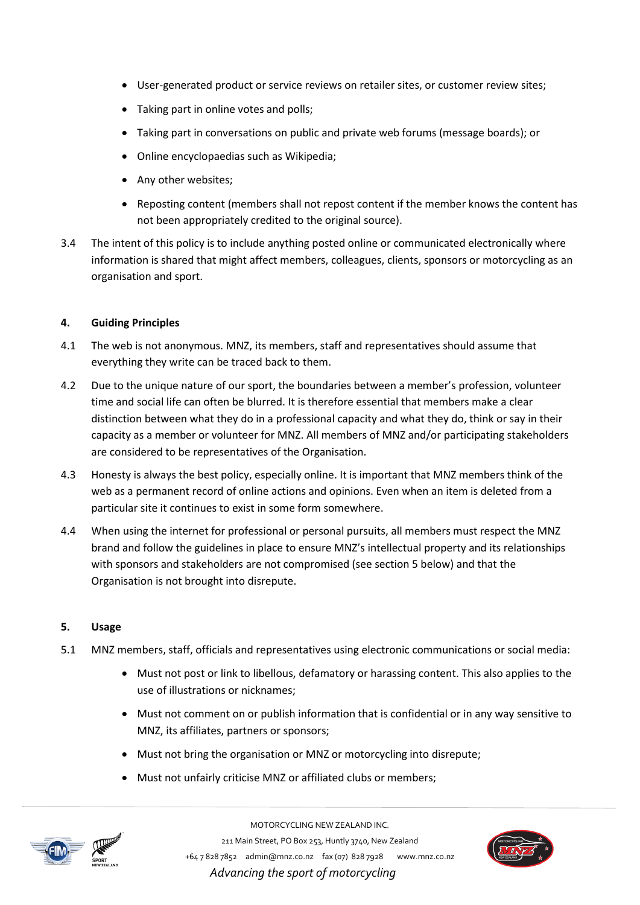- User-generated product or service reviews on retailer sites, or customer review sites;
- Taking part in online votes and polls;
- Taking part in conversations on public and private web forums (message boards); or
- Online encyclopaedias such as Wikipedia;
- Any other websites;
- Reposting content (members shall not repost content if the member knows the content has not been appropriately credited to the original source).

3.4 The intent of this policy is to include anything posted online or communicated electronically where information is shared that might affect members, colleagues, clients, sponsors or motorcycling as an organisation and sport.

## 4. Guiding Principles

4.1 The web is not anonymous. MNZ, its members, staff and representatives should assume that everything they write can be traced back to them.

4.2 Due to the unique nature of our sport, the boundaries between a member's profession, volunteer time and social life can often be blurred. It is therefore essential that members make a clear distinction between what they do in a professional capacity and what they do, think or say in their capacity as a member or volunteer for MNZ. All members of MNZ and/or participating stakeholders are considered to be representatives of the Organisation.

4.3 Honesty is always the best policy, especially online. It is important that MNZ members think of the web as a permanent record of online actions and opinions. Even when an item is deleted from a particular site it continues to exist in some form somewhere.

4.4 When using the internet for professional or personal pursuits, all members must respect the MNZ brand and follow the guidelines in place to ensure MNZ's intellectual property and its relationships with sponsors and stakeholders are not compromised (see section 5 below) and that the Organisation is not brought into disrepute.

## 5. Usage

5.1 MNZ members, staff, officials and representatives using electronic communications or social media:

- Must not post or link to libellous, defamatory or harassing content. This also applies to the use of illustrations or nicknames;
- Must not comment on or publish information that is confidential or in any way sensitive to MNZ, its affiliates, partners or sponsors;
- Must not bring the organisation or MNZ or motorcycling into disrepute;
- Must not unfairly criticise MNZ or affiliated clubs or members;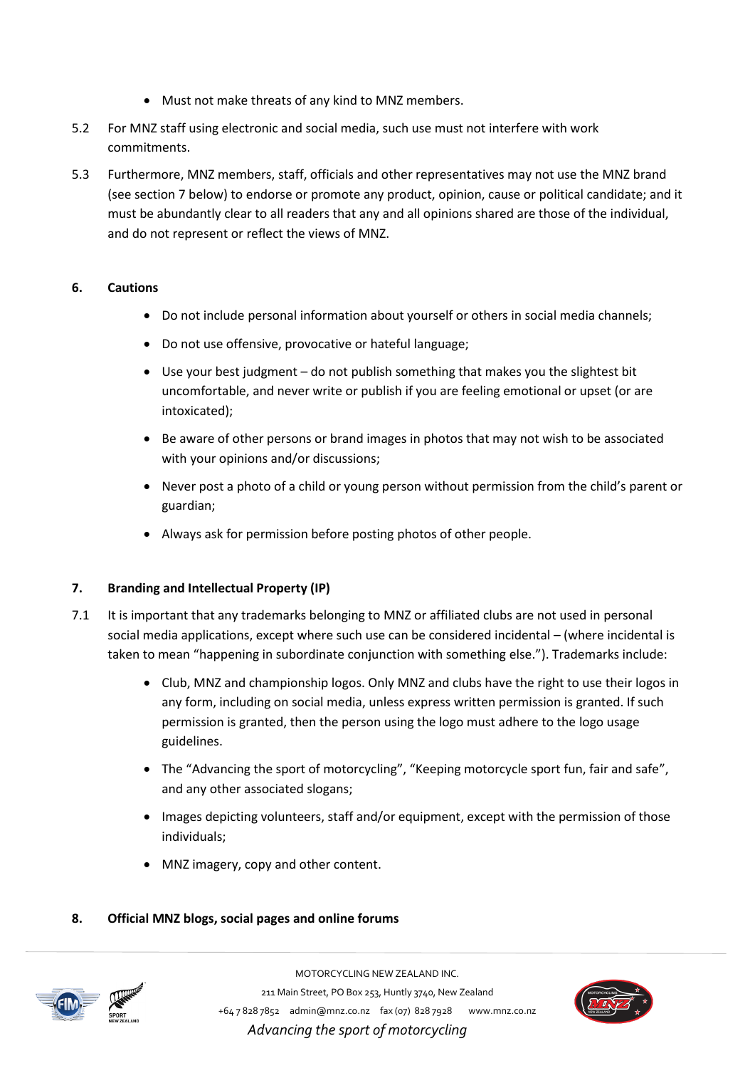- Must not make threats of any kind to MNZ members.

5.2 For MNZ staff using electronic and social media, such use must not interfere with work commitments.

5.3 Furthermore, MNZ members, staff, officials and other representatives may not use the MNZ brand (see section 7 below) to endorse or promote any product, opinion, cause or political candidate; and it must be abundantly clear to all readers that any and all opinions shared are those of the individual, and do not represent or reflect the views of MNZ.

## 6. Cautions

- Do not include personal information about yourself or others in social media channels;
- Do not use offensive, provocative or hateful language;
- Use your best judgment – do not publish something that makes you the slightest bit uncomfortable, and never write or publish if you are feeling emotional or upset (or are intoxicated);
- Be aware of other persons or brand images in photos that may not wish to be associated with your opinions and/or discussions;
- Never post a photo of a child or young person without permission from the child's parent or guardian;
- Always ask for permission before posting photos of other people.

## 7. Branding and Intellectual Property (IP)

7.1 It is important that any trademarks belonging to MNZ or affiliated clubs are not used in personal social media applications, except where such use can be considered incidental – (where incidental is taken to mean "happening in subordinate conjunction with something else."). Trademarks include:

- Club, MNZ and championship logos. Only MNZ and clubs have the right to use their logos in any form, including on social media, unless express written permission is granted. If such permission is granted, then the person using the logo must adhere to the logo usage guidelines.
- The "Advancing the sport of motorcycling", "Keeping motorcycle sport fun, fair and safe", and any other associated slogans;
- Images depicting volunteers, staff and/or equipment, except with the permission of those individuals;
- MNZ imagery, copy and other content.

## 8. Official MNZ blogs, social pages and online forums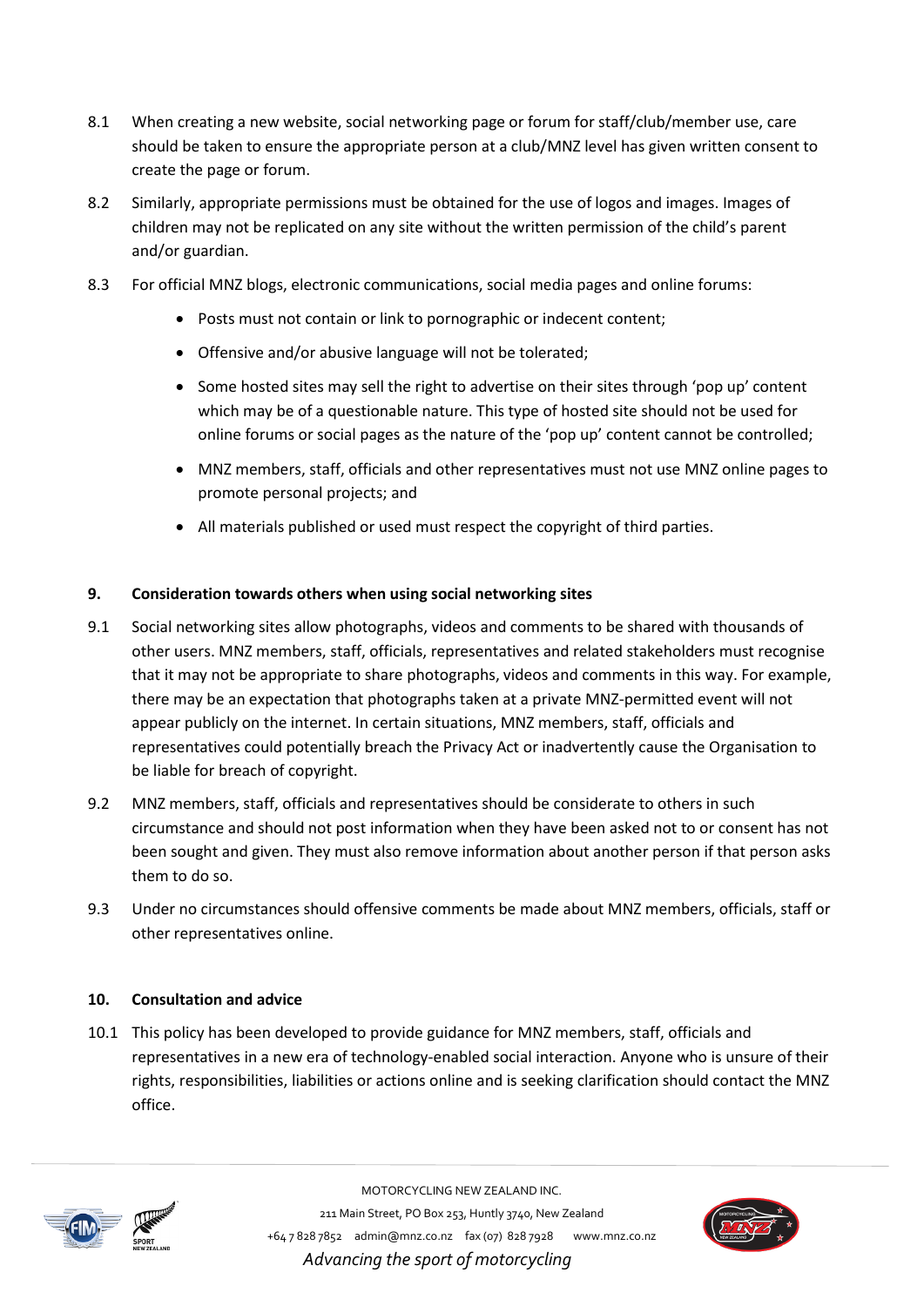8.1 When creating a new website, social networking page or forum for staff/club/member use, care should be taken to ensure the appropriate person at a club/MNZ level has given written consent to create the page or forum.

8.2 Similarly, appropriate permissions must be obtained for the use of logos and images. Images of children may not be replicated on any site without the written permission of the child's parent and/or guardian.

8.3 For official MNZ blogs, electronic communications, social media pages and online forums:

- Posts must not contain or link to pornographic or indecent content;
- Offensive and/or abusive language will not be tolerated;
- Some hosted sites may sell the right to advertise on their sites through 'pop up' content which may be of a questionable nature. This type of hosted site should not be used for online forums or social pages as the nature of the 'pop up' content cannot be controlled;
- MNZ members, staff, officials and other representatives must not use MNZ online pages to promote personal projects; and
- All materials published or used must respect the copyright of third parties.

**9. Consideration towards others when using social networking sites**

9.1 Social networking sites allow photographs, videos and comments to be shared with thousands of other users. MNZ members, staff, officials, representatives and related stakeholders must recognise that it may not be appropriate to share photographs, videos and comments in this way. For example, there may be an expectation that photographs taken at a private MNZ-permitted event will not appear publicly on the internet. In certain situations, MNZ members, staff, officials and representatives could potentially breach the Privacy Act or inadvertently cause the Organisation to be liable for breach of copyright.

9.2 MNZ members, staff, officials and representatives should be considerate to others in such circumstance and should not post information when they have been asked not to or consent has not been sought and given. They must also remove information about another person if that person asks them to do so.

9.3 Under no circumstances should offensive comments be made about MNZ members, officials, staff or other representatives online.

**10. Consultation and advice**

10.1 This policy has been developed to provide guidance for MNZ members, staff, officials and representatives in a new era of technology-enabled social interaction. Anyone who is unsure of their rights, responsibilities, liabilities or actions online and is seeking clarification should contact the MNZ office.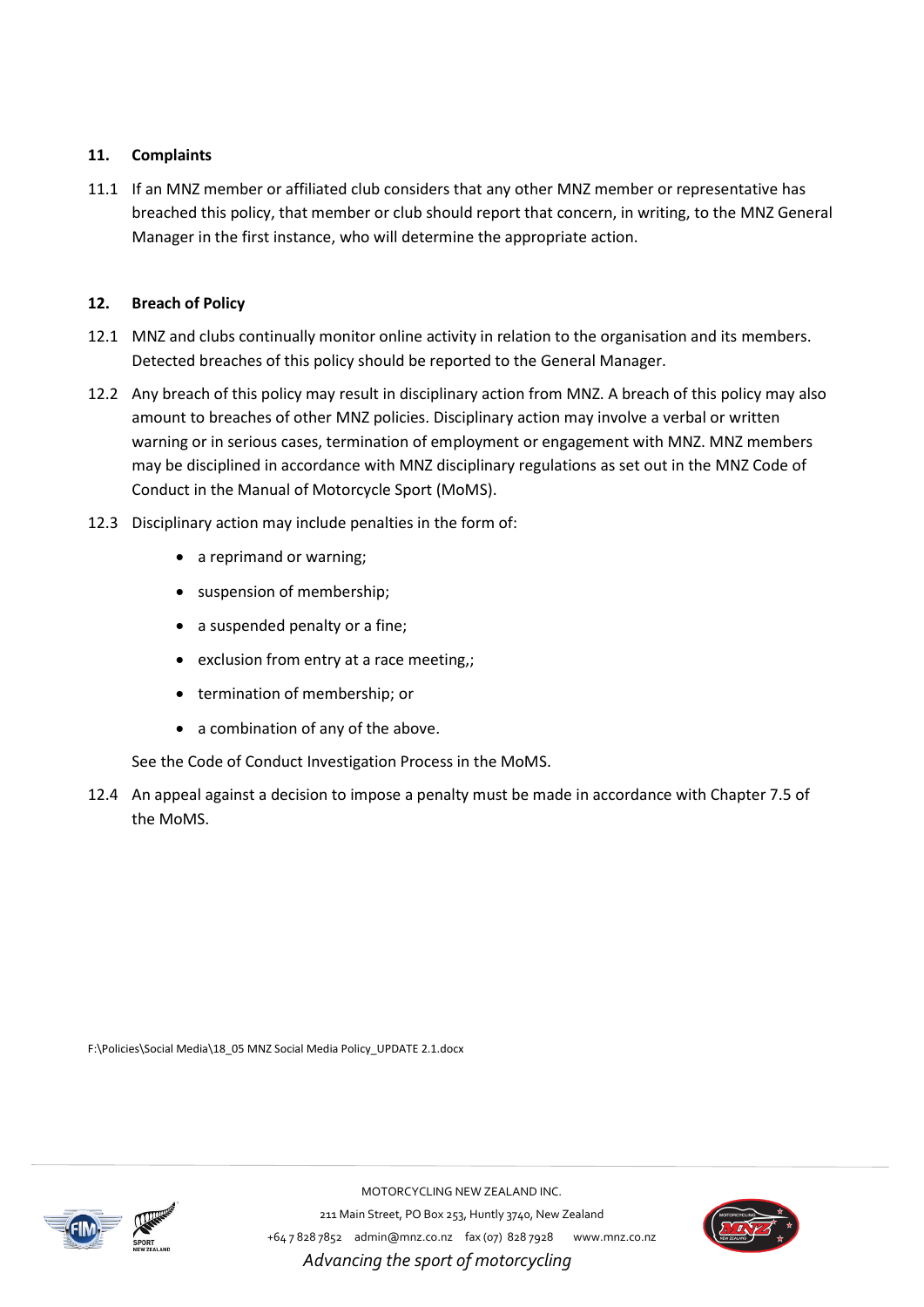## 11. Complaints

11.1 If an MNZ member or affiliated club considers that any other MNZ member or representative has breached this policy, that member or club should report that concern, in writing, to the MNZ General Manager in the first instance, who will determine the appropriate action.

## 12. Breach of Policy

12.1 MNZ and clubs continually monitor online activity in relation to the organisation and its members. Detected breaches of this policy should be reported to the General Manager.

12.2 Any breach of this policy may result in disciplinary action from MNZ. A breach of this policy may also amount to breaches of other MNZ policies. Disciplinary action may involve a verbal or written warning or in serious cases, termination of employment or engagement with MNZ. MNZ members may be disciplined in accordance with MNZ disciplinary regulations as set out in the MNZ Code of Conduct in the Manual of Motorcycle Sport (MoMS).

12.3 Disciplinary action may include penalties in the form of:

- a reprimand or warning;
- suspension of membership;
- a suspended penalty or a fine;
- exclusion from entry at a race meeting,;
- termination of membership; or
- a combination of any of the above.

See the Code of Conduct Investigation Process in the MoMS.

12.4 An appeal against a decision to impose a penalty must be made in accordance with Chapter 7.5 of the MoMS.

F:\Policies\Social Media\18_05 MNZ Social Media Policy_UPDATE 2.1.docx